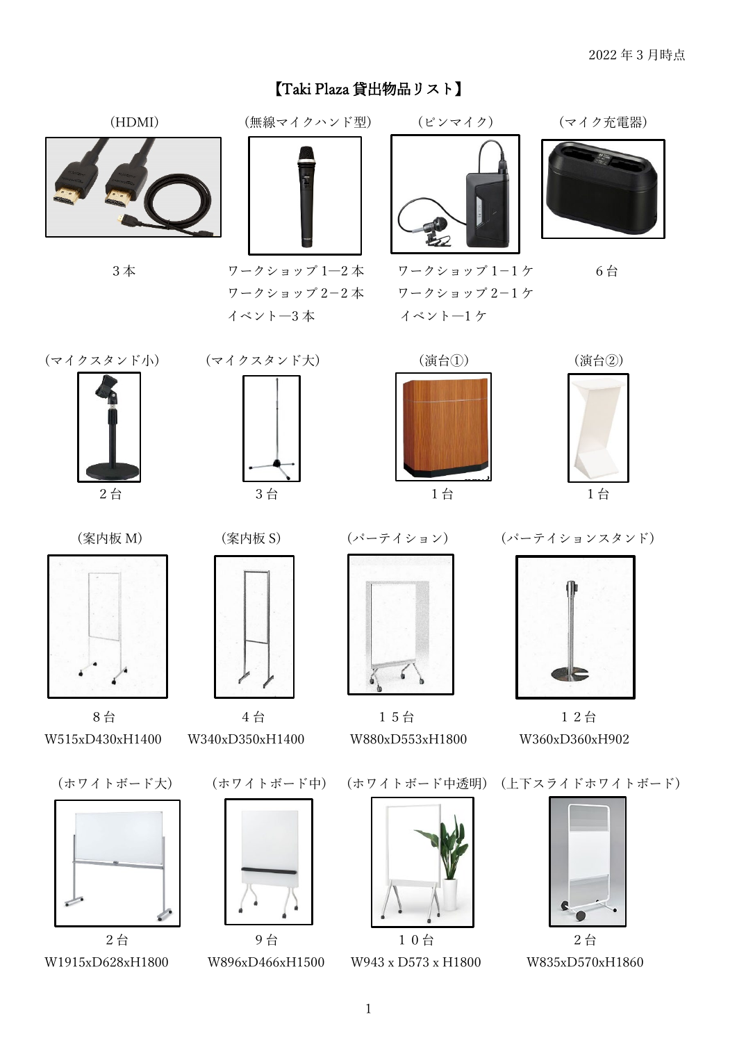2022 年 3 月時点

# 【Taki Plaza 貸出物品リスト】

（HDMI）
３本

（無線マイクハンド型）
ワークショップ 1―2 本
ワークショップ 2－2 本
イベント―3 本

（ピンマイク）
ワークショップ 1－1 ケ
ワークショップ 2－1 ケ
イベント―1 ケ

（マイク充電器）
６台

（マイクスタンド小）
２台

（マイクスタンド大）
３台

（演台①）
１台

（演台②）
１台

（案内板 M）
８台
W515xD430xH1400

（案内板 S）
４台
W340xD350xH1400

（パーテイション）
１５台
W880xD553xH1800

（パーテイションスタンド）
１２台
W360xD360xH902

（ホワイトボード大）
２台
W1915xD628xH1800

（ホワイトボード中）
９台
W896xD466xH1500

（ホワイトボード中透明）
１０台
W943 x D573 x H1800

（上下スライドホワイトボード）
２台
W835xD570xH1860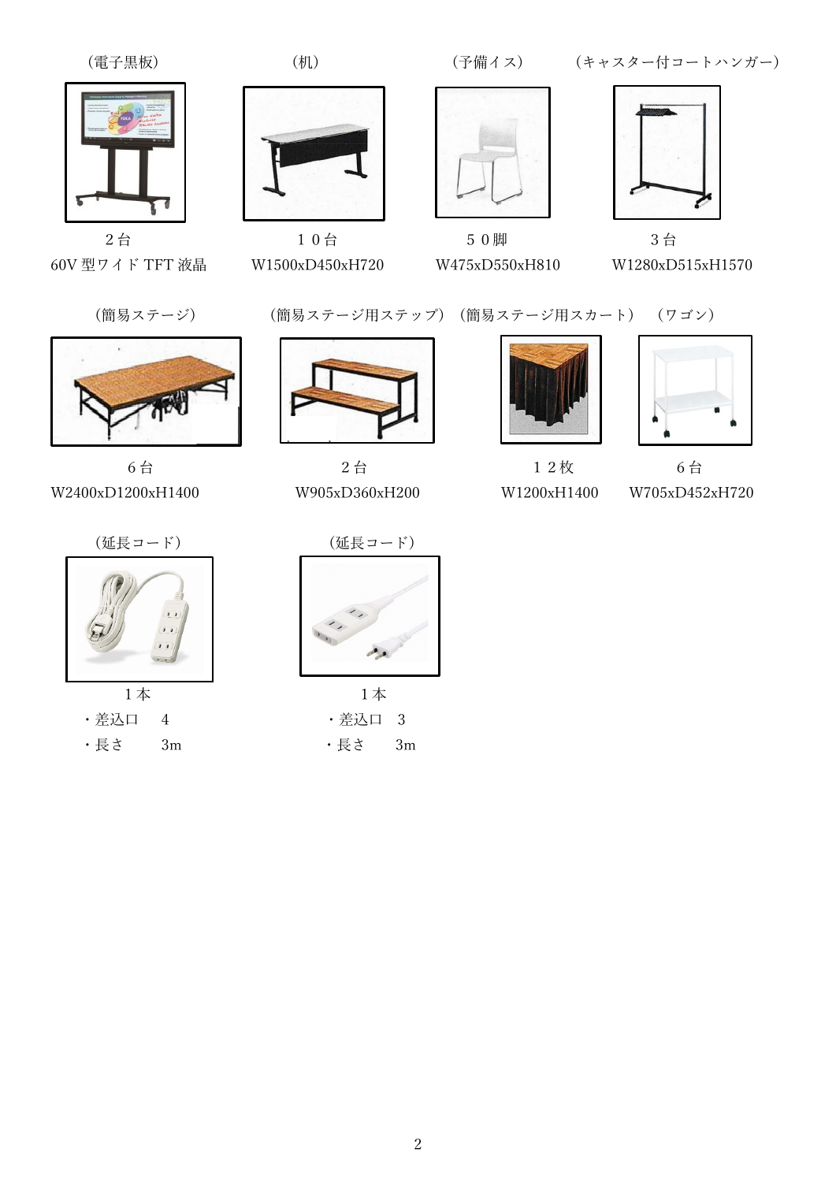（電子黒板）

２台

60V 型ワイド TFT 液晶

（机）

１０台

W1500xD450xH720

（予備イス）

５０脚

W475xD550xH810

（キャスター付コートハンガー）

３台

W1280xD515xH1570

（簡易ステージ）

６台

W2400xD1200xH1400

（簡易ステージ用ステップ）

２台

W905xD360xH200

（簡易ステージ用スカート）

１２枚

W1200xH1400

（ワゴン）

６台

W705xD452xH720

（延長コード）

１本

- 差込口　4
- 長さ　　3m

（延長コード）

１本

- 差込口　3
- 長さ　　3m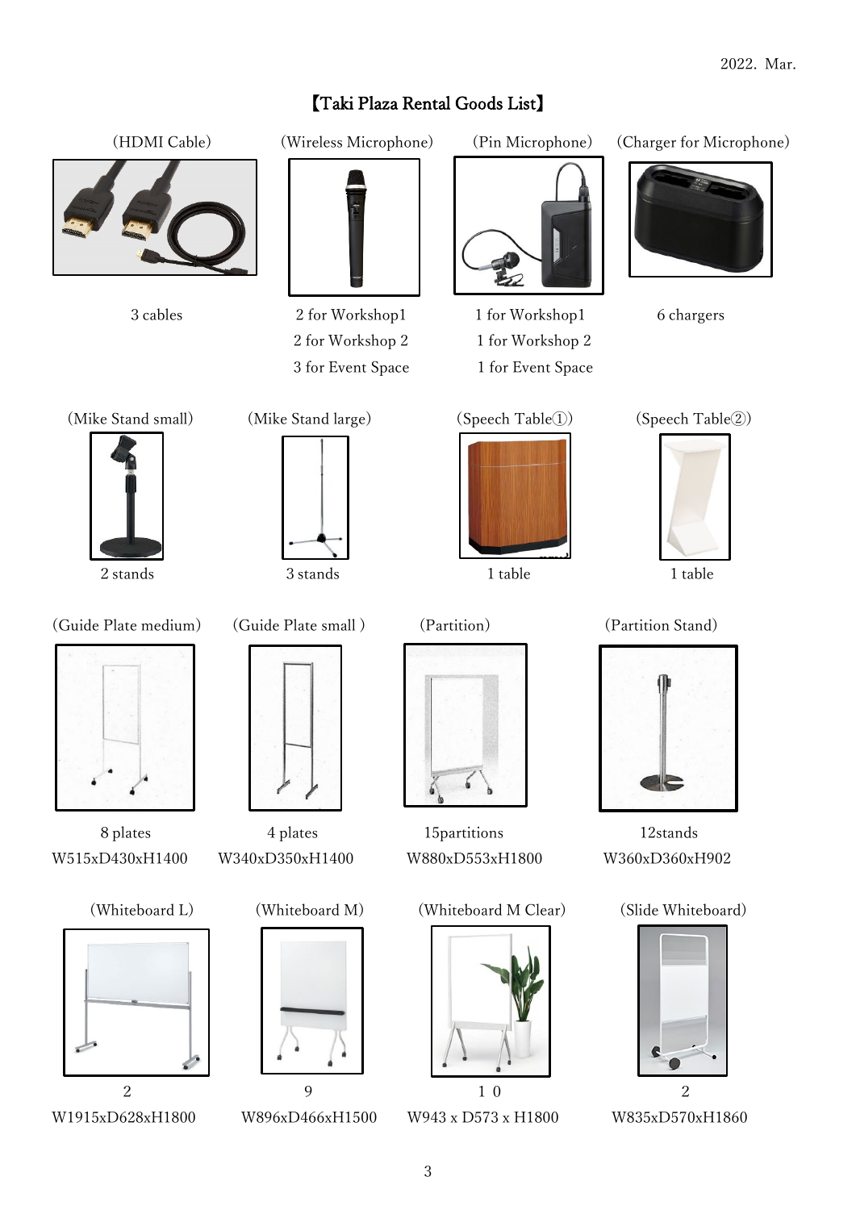2022. Mar.

# 【Taki Plaza Rental Goods List】

(HDMI Cable)

3 cables

(Wireless Microphone)

2 for Workshop1
2 for Workshop 2
3 for Event Space

(Pin Microphone)

1 for Workshop1
1 for Workshop 2
1 for Event Space

(Charger for Microphone)

6 chargers

(Mike Stand small)

2 stands

(Mike Stand large)

3 stands

(Speech Table①)

1 table

(Speech Table②)

1 table

(Guide Plate medium)

8 plates
W515xD430xH1400

(Guide Plate small )

4 plates
W340xD350xH1400

(Partition)

15partitions
W880xD553xH1800

(Partition Stand)

12stands
W360xD360xH902

(Whiteboard L)

2
W1915xD628xH1800

(Whiteboard M)

9
W896xD466xH1500

(Whiteboard M Clear)

１０
W943 x D573 x H1800

(Slide Whiteboard)

2
W835xD570xH1860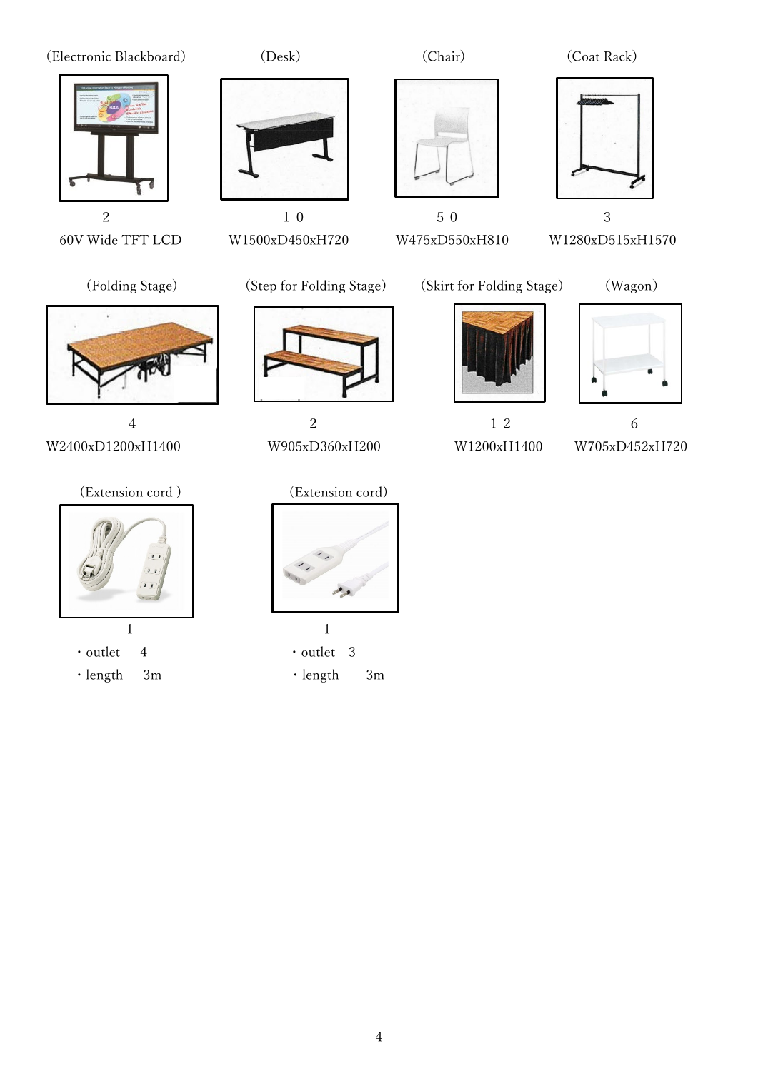(Electronic Blackboard)

2

60V Wide TFT LCD

(Desk)

１０

W1500xD450xH720

(Chair)

５０

W475xD550xH810

(Coat Rack)

3

W1280xD515xH1570

(Folding Stage)

4

W2400xD1200xH1400

(Step for Folding Stage)

2

W905xD360xH200

(Skirt for Folding Stage)

１２

W1200xH1400

(Wagon)

6

W705xD452xH720

(Extension cord )

1

・outlet　4

・length　3m

(Extension cord)

1

・outlet　3

・length　3m